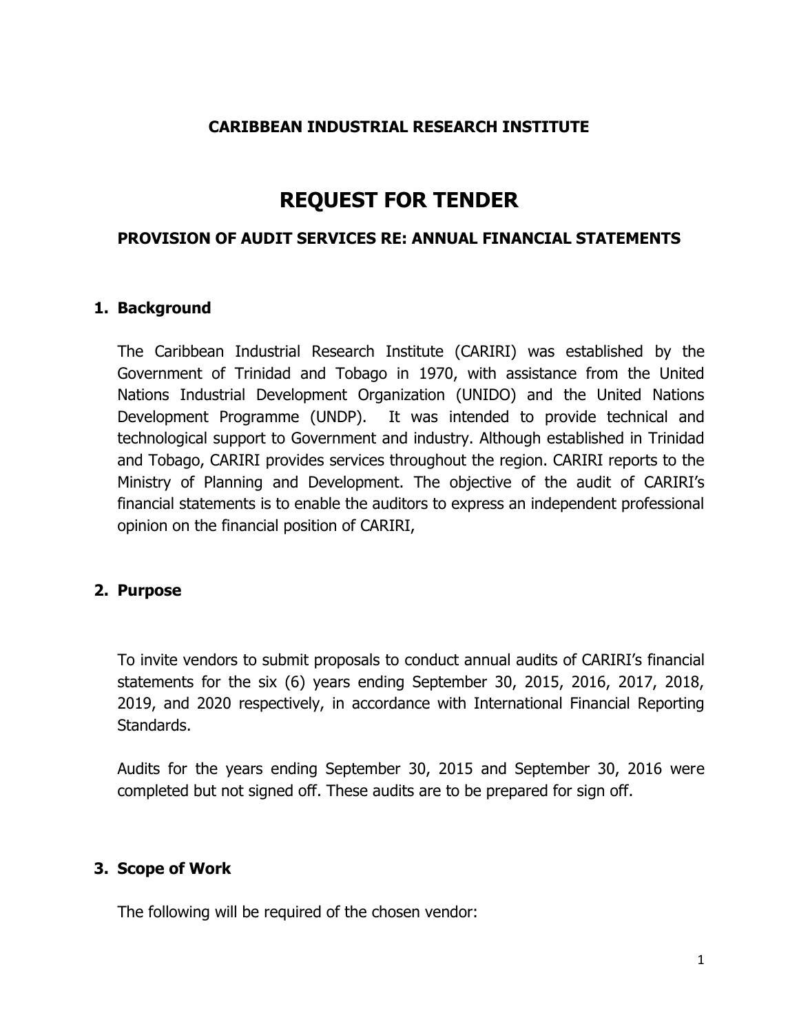**CARIBBEAN INDUSTRIAL RESEARCH INSTITUTE**

# REQUEST FOR TENDER

### PROVISION OF AUDIT SERVICES RE: ANNUAL FINANCIAL STATEMENTS

## 1. Background

The Caribbean Industrial Research Institute (CARIRI) was established by the Government of Trinidad and Tobago in 1970, with assistance from the United Nations Industrial Development Organization (UNIDO) and the United Nations Development Programme (UNDP). It was intended to provide technical and technological support to Government and industry. Although established in Trinidad and Tobago, CARIRI provides services throughout the region. CARIRI reports to the Ministry of Planning and Development. The objective of the audit of CARIRI's financial statements is to enable the auditors to express an independent professional opinion on the financial position of CARIRI,

## 2. Purpose

To invite vendors to submit proposals to conduct annual audits of CARIRI's financial statements for the six (6) years ending September 30, 2015, 2016, 2017, 2018, 2019, and 2020 respectively, in accordance with International Financial Reporting Standards.

Audits for the years ending September 30, 2015 and September 30, 2016 were completed but not signed off. These audits are to be prepared for sign off.

## 3. Scope of Work

The following will be required of the chosen vendor: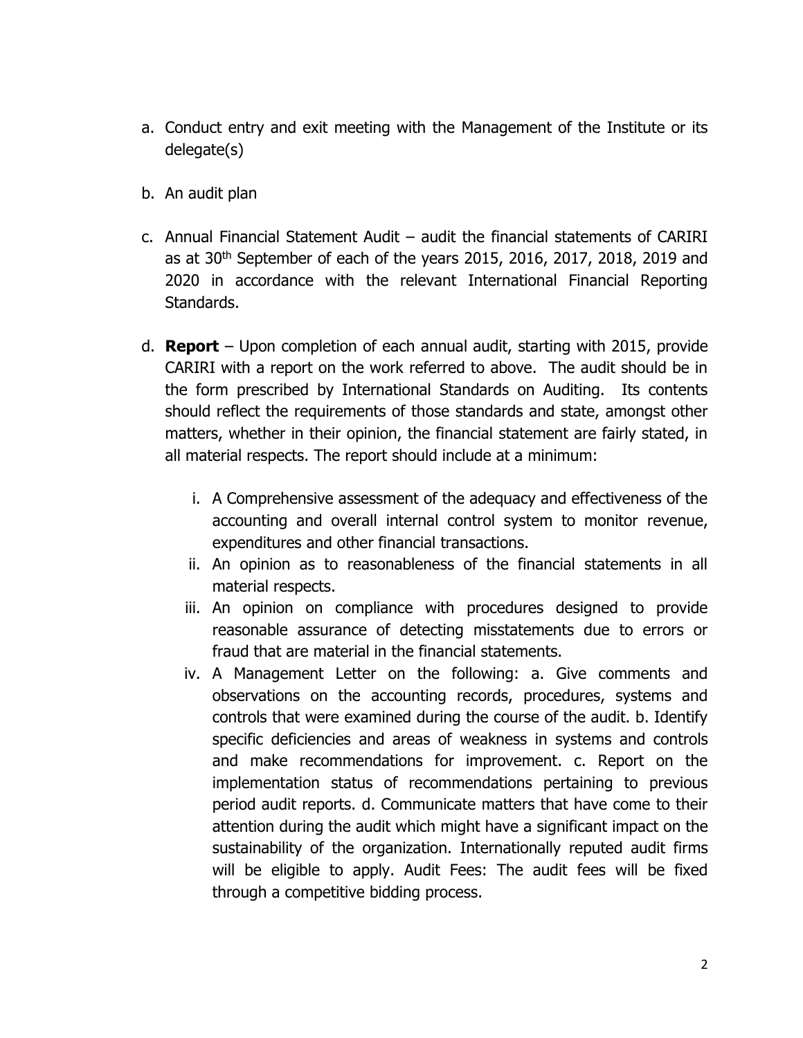a. Conduct entry and exit meeting with the Management of the Institute or its delegate(s)

b. An audit plan

c. Annual Financial Statement Audit – audit the financial statements of CARIRI as at 30th September of each of the years 2015, 2016, 2017, 2018, 2019 and 2020 in accordance with the relevant International Financial Reporting Standards.

d. **Report** – Upon completion of each annual audit, starting with 2015, provide CARIRI with a report on the work referred to above. The audit should be in the form prescribed by International Standards on Auditing. Its contents should reflect the requirements of those standards and state, amongst other matters, whether in their opinion, the financial statement are fairly stated, in all material respects. The report should include at a minimum:

   i. A Comprehensive assessment of the adequacy and effectiveness of the accounting and overall internal control system to monitor revenue, expenditures and other financial transactions.
   ii. An opinion as to reasonableness of the financial statements in all material respects.
   iii. An opinion on compliance with procedures designed to provide reasonable assurance of detecting misstatements due to errors or fraud that are material in the financial statements.
   iv. A Management Letter on the following: a. Give comments and observations on the accounting records, procedures, systems and controls that were examined during the course of the audit. b. Identify specific deficiencies and areas of weakness in systems and controls and make recommendations for improvement. c. Report on the implementation status of recommendations pertaining to previous period audit reports. d. Communicate matters that have come to their attention during the audit which might have a significant impact on the sustainability of the organization. Internationally reputed audit firms will be eligible to apply. Audit Fees: The audit fees will be fixed through a competitive bidding process.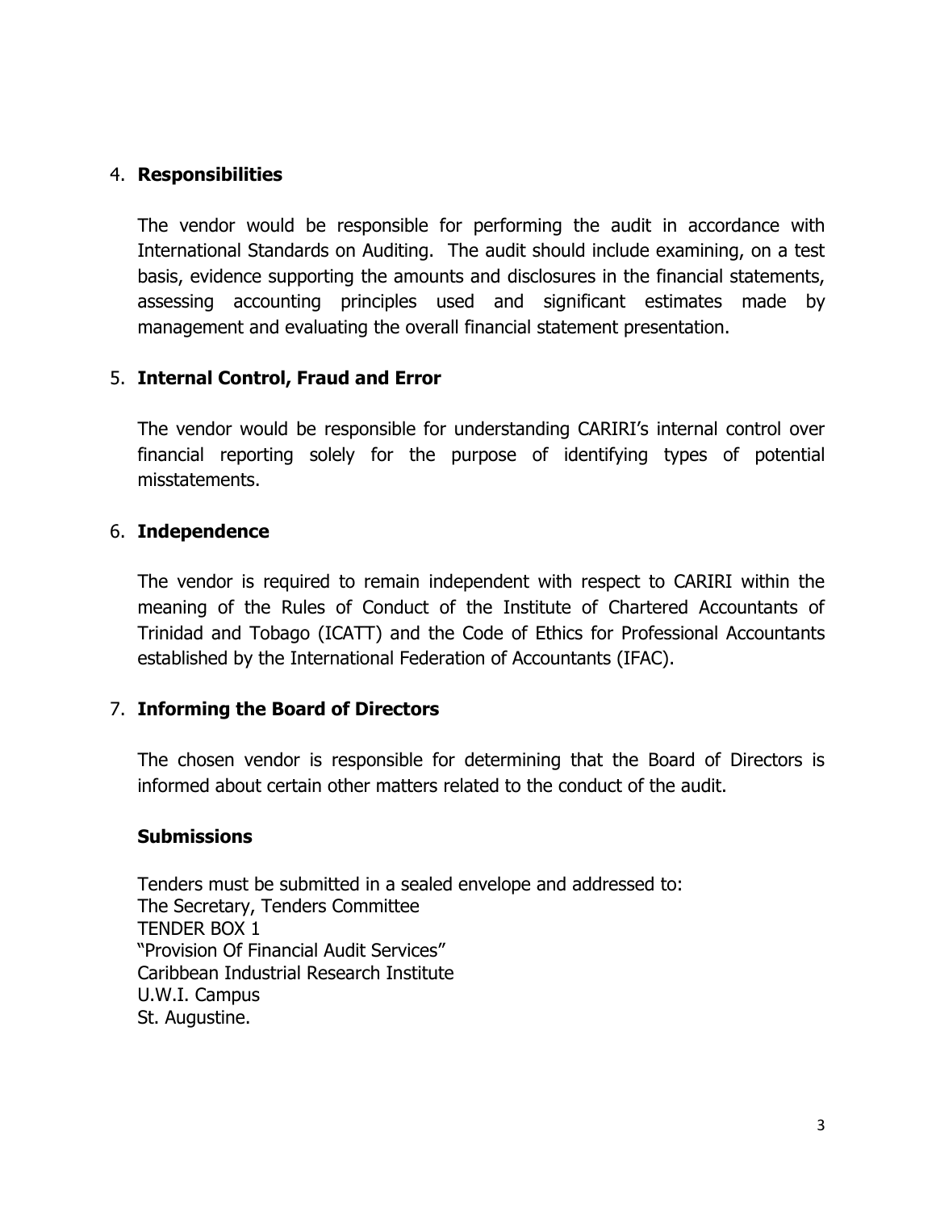4. **Responsibilities**

   The vendor would be responsible for performing the audit in accordance with International Standards on Auditing. The audit should include examining, on a test basis, evidence supporting the amounts and disclosures in the financial statements, assessing accounting principles used and significant estimates made by management and evaluating the overall financial statement presentation.

5. **Internal Control, Fraud and Error**

   The vendor would be responsible for understanding CARIRI's internal control over financial reporting solely for the purpose of identifying types of potential misstatements.

6. **Independence**

   The vendor is required to remain independent with respect to CARIRI within the meaning of the Rules of Conduct of the Institute of Chartered Accountants of Trinidad and Tobago (ICATT) and the Code of Ethics for Professional Accountants established by the International Federation of Accountants (IFAC).

7. **Informing the Board of Directors**

   The chosen vendor is responsible for determining that the Board of Directors is informed about certain other matters related to the conduct of the audit.

**Submissions**

Tenders must be submitted in a sealed envelope and addressed to:
The Secretary, Tenders Committee
TENDER BOX 1
"Provision Of Financial Audit Services"
Caribbean Industrial Research Institute
U.W.I. Campus
St. Augustine.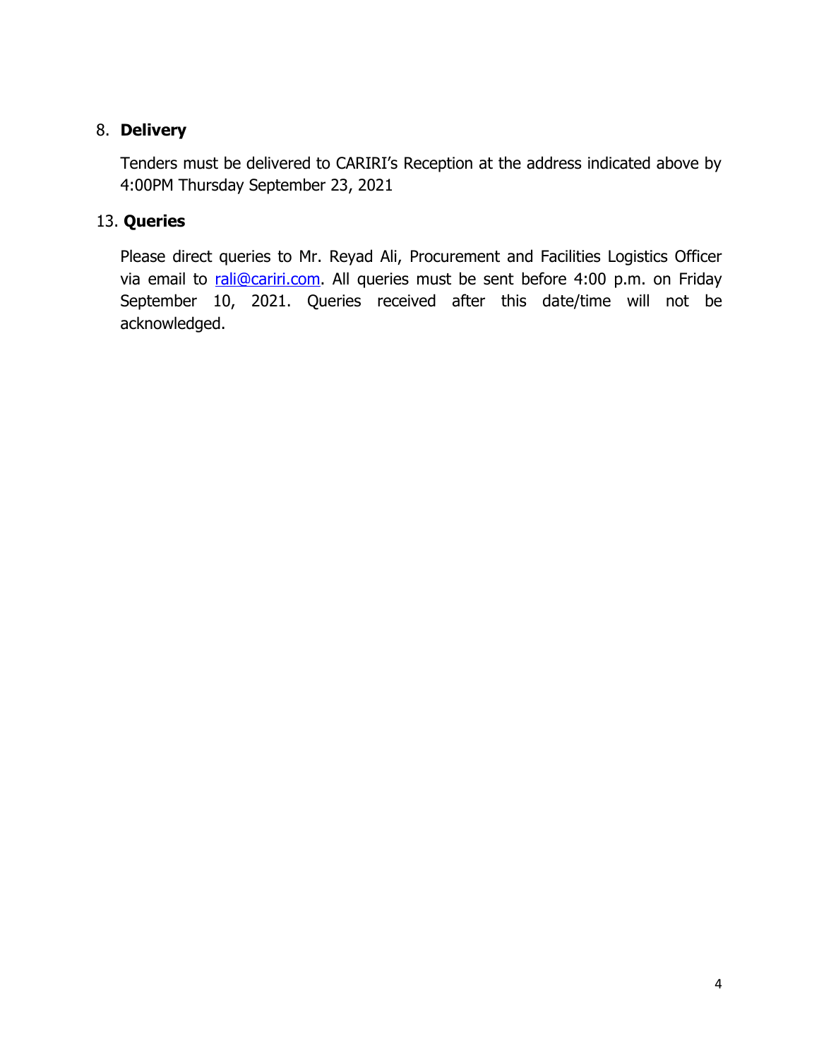8. **Delivery**

   Tenders must be delivered to CARIRI's Reception at the address indicated above by 4:00PM Thursday September 23, 2021

13. **Queries**

   Please direct queries to Mr. Reyad Ali, Procurement and Facilities Logistics Officer via email to rali@cariri.com. All queries must be sent before 4:00 p.m. on Friday September 10, 2021. Queries received after this date/time will not be acknowledged.